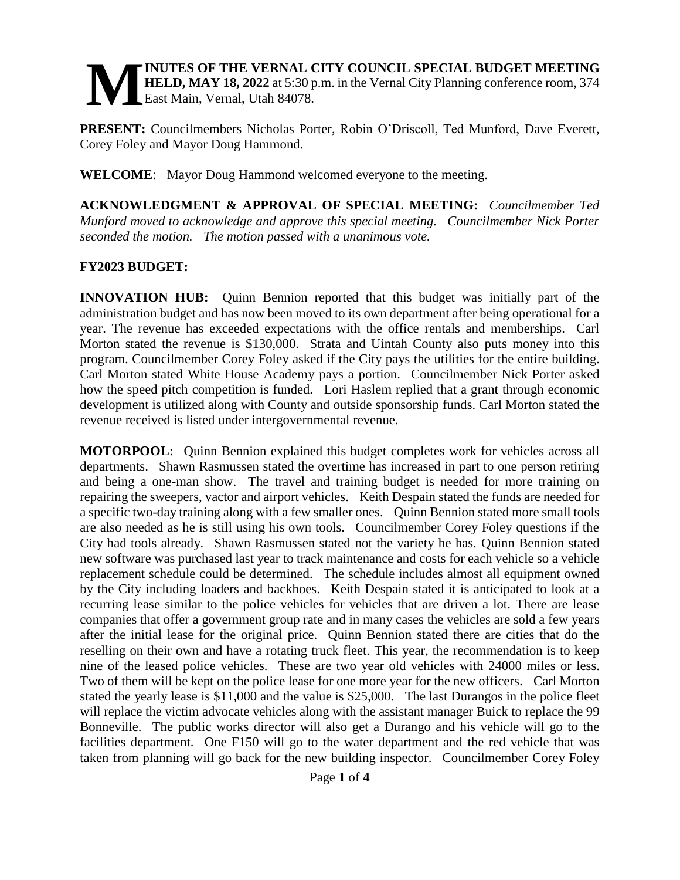# MINUTES OF THE VERNAL CITY COUNCIL SPECIAL BUDGET MEETING HELD, MAY 18, 2022

at 5:30 p.m. in the Vernal City Planning conference room, 374 East Main, Vernal, Utah 84078.

**PRESENT:** Councilmembers Nicholas Porter, Robin O'Driscoll, Ted Munford, Dave Everett, Corey Foley and Mayor Doug Hammond.

**WELCOME**: Mayor Doug Hammond welcomed everyone to the meeting.

**ACKNOWLEDGMENT & APPROVAL OF SPECIAL MEETING:** *Councilmember Ted Munford moved to acknowledge and approve this special meeting. Councilmember Nick Porter seconded the motion. The motion passed with a unanimous vote.*

**FY2023 BUDGET:**

**INNOVATION HUB:** Quinn Bennion reported that this budget was initially part of the administration budget and has now been moved to its own department after being operational for a year. The revenue has exceeded expectations with the office rentals and memberships. Carl Morton stated the revenue is $130,000. Strata and Uintah County also puts money into this program. Councilmember Corey Foley asked if the City pays the utilities for the entire building. Carl Morton stated White House Academy pays a portion. Councilmember Nick Porter asked how the speed pitch competition is funded. Lori Haslem replied that a grant through economic development is utilized along with County and outside sponsorship funds. Carl Morton stated the revenue received is listed under intergovernmental revenue.

**MOTORPOOL**: Quinn Bennion explained this budget completes work for vehicles across all departments. Shawn Rasmussen stated the overtime has increased in part to one person retiring and being a one-man show. The travel and training budget is needed for more training on repairing the sweepers, vactor and airport vehicles. Keith Despain stated the funds are needed for a specific two-day training along with a few smaller ones. Quinn Bennion stated more small tools are also needed as he is still using his own tools. Councilmember Corey Foley questions if the City had tools already. Shawn Rasmussen stated not the variety he has. Quinn Bennion stated new software was purchased last year to track maintenance and costs for each vehicle so a vehicle replacement schedule could be determined. The schedule includes almost all equipment owned by the City including loaders and backhoes. Keith Despain stated it is anticipated to look at a recurring lease similar to the police vehicles for vehicles that are driven a lot. There are lease companies that offer a government group rate and in many cases the vehicles are sold a few years after the initial lease for the original price. Quinn Bennion stated there are cities that do the reselling on their own and have a rotating truck fleet. This year, the recommendation is to keep nine of the leased police vehicles. These are two year old vehicles with 24000 miles or less. Two of them will be kept on the police lease for one more year for the new officers. Carl Morton stated the yearly lease is $11,000 and the value is $25,000. The last Durangos in the police fleet will replace the victim advocate vehicles along with the assistant manager Buick to replace the 99 Bonneville. The public works director will also get a Durango and his vehicle will go to the facilities department. One F150 will go to the water department and the red vehicle that was taken from planning will go back for the new building inspector. Councilmember Corey Foley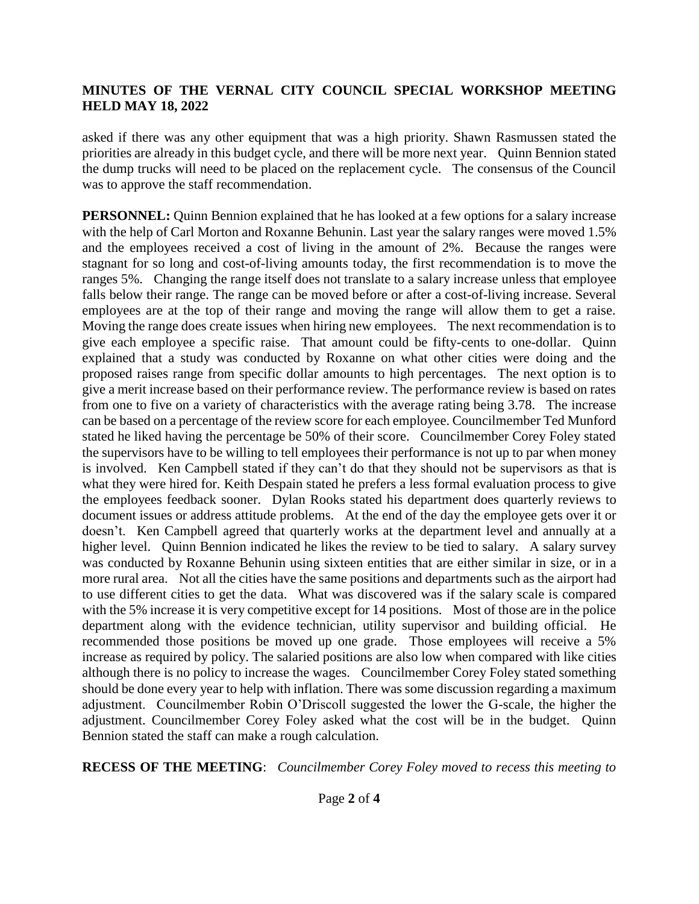asked if there was any other equipment that was a high priority. Shawn Rasmussen stated the priorities are already in this budget cycle, and there will be more next year. Quinn Bennion stated the dump trucks will need to be placed on the replacement cycle. The consensus of the Council was to approve the staff recommendation.

**PERSONNEL:** Quinn Bennion explained that he has looked at a few options for a salary increase with the help of Carl Morton and Roxanne Behunin. Last year the salary ranges were moved 1.5% and the employees received a cost of living in the amount of 2%. Because the ranges were stagnant for so long and cost-of-living amounts today, the first recommendation is to move the ranges 5%. Changing the range itself does not translate to a salary increase unless that employee falls below their range. The range can be moved before or after a cost-of-living increase. Several employees are at the top of their range and moving the range will allow them to get a raise. Moving the range does create issues when hiring new employees. The next recommendation is to give each employee a specific raise. That amount could be fifty-cents to one-dollar. Quinn explained that a study was conducted by Roxanne on what other cities were doing and the proposed raises range from specific dollar amounts to high percentages. The next option is to give a merit increase based on their performance review. The performance review is based on rates from one to five on a variety of characteristics with the average rating being 3.78. The increase can be based on a percentage of the review score for each employee. Councilmember Ted Munford stated he liked having the percentage be 50% of their score. Councilmember Corey Foley stated the supervisors have to be willing to tell employees their performance is not up to par when money is involved. Ken Campbell stated if they can't do that they should not be supervisors as that is what they were hired for. Keith Despain stated he prefers a less formal evaluation process to give the employees feedback sooner. Dylan Rooks stated his department does quarterly reviews to document issues or address attitude problems. At the end of the day the employee gets over it or doesn't. Ken Campbell agreed that quarterly works at the department level and annually at a higher level. Quinn Bennion indicated he likes the review to be tied to salary. A salary survey was conducted by Roxanne Behunin using sixteen entities that are either similar in size, or in a more rural area. Not all the cities have the same positions and departments such as the airport had to use different cities to get the data. What was discovered was if the salary scale is compared with the 5% increase it is very competitive except for 14 positions. Most of those are in the police department along with the evidence technician, utility supervisor and building official. He recommended those positions be moved up one grade. Those employees will receive a 5% increase as required by policy. The salaried positions are also low when compared with like cities although there is no policy to increase the wages. Councilmember Corey Foley stated something should be done every year to help with inflation. There was some discussion regarding a maximum adjustment. Councilmember Robin O'Driscoll suggested the lower the G-scale, the higher the adjustment. Councilmember Corey Foley asked what the cost will be in the budget. Quinn Bennion stated the staff can make a rough calculation.

**RECESS OF THE MEETING**: *Councilmember Corey Foley moved to recess this meeting to*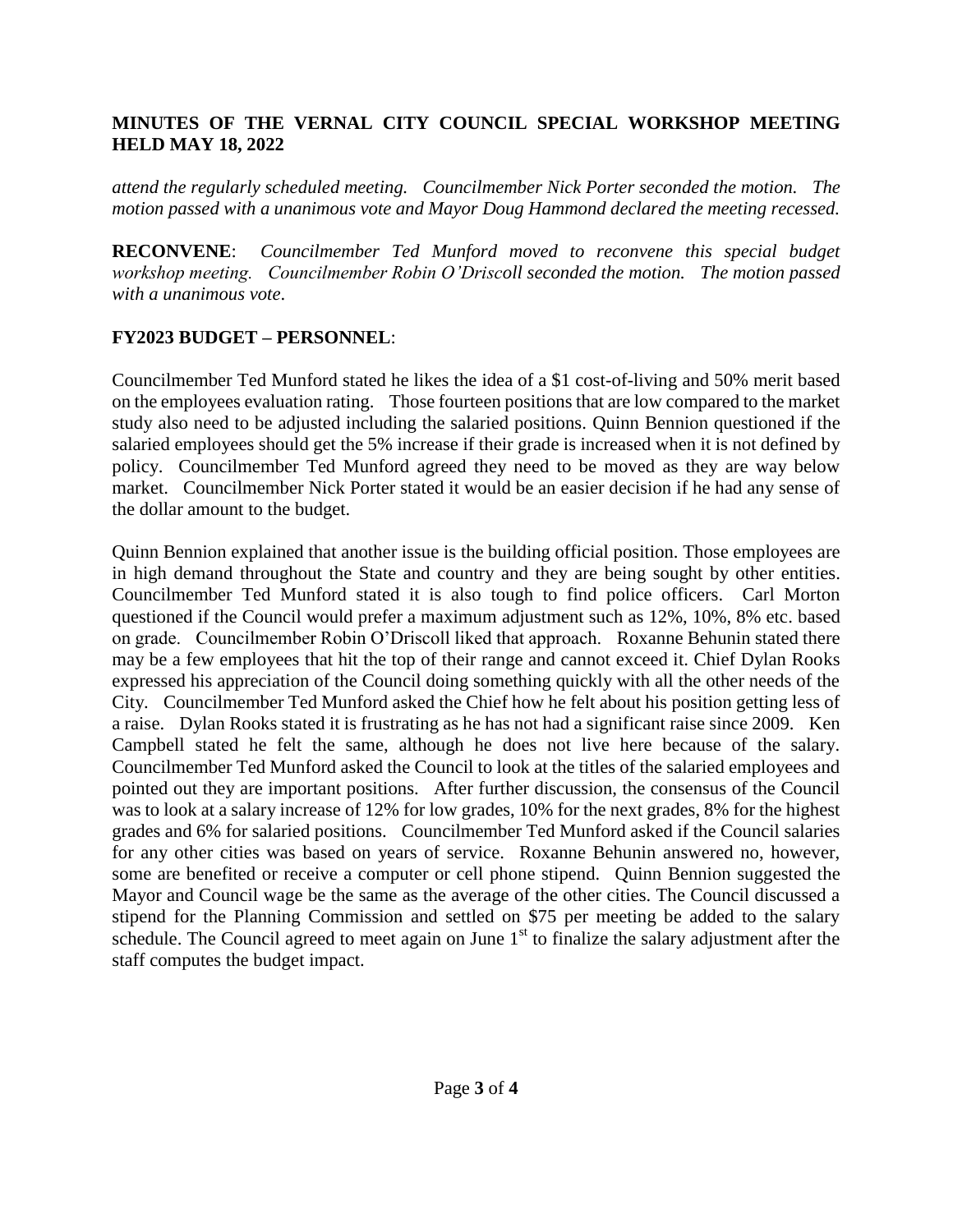**MINUTES OF THE VERNAL CITY COUNCIL SPECIAL WORKSHOP MEETING HELD MAY 18, 2022**

*attend the regularly scheduled meeting. Councilmember Nick Porter seconded the motion. The motion passed with a unanimous vote and Mayor Doug Hammond declared the meeting recessed.*

**RECONVENE**: *Councilmember Ted Munford moved to reconvene this special budget workshop meeting. Councilmember Robin O'Driscoll seconded the motion. The motion passed with a unanimous vote.*

**FY2023 BUDGET – PERSONNEL**:

Councilmember Ted Munford stated he likes the idea of a $1 cost-of-living and 50% merit based on the employees evaluation rating. Those fourteen positions that are low compared to the market study also need to be adjusted including the salaried positions. Quinn Bennion questioned if the salaried employees should get the 5% increase if their grade is increased when it is not defined by policy. Councilmember Ted Munford agreed they need to be moved as they are way below market. Councilmember Nick Porter stated it would be an easier decision if he had any sense of the dollar amount to the budget.

Quinn Bennion explained that another issue is the building official position. Those employees are in high demand throughout the State and country and they are being sought by other entities. Councilmember Ted Munford stated it is also tough to find police officers. Carl Morton questioned if the Council would prefer a maximum adjustment such as 12%, 10%, 8% etc. based on grade. Councilmember Robin O'Driscoll liked that approach. Roxanne Behunin stated there may be a few employees that hit the top of their range and cannot exceed it. Chief Dylan Rooks expressed his appreciation of the Council doing something quickly with all the other needs of the City. Councilmember Ted Munford asked the Chief how he felt about his position getting less of a raise. Dylan Rooks stated it is frustrating as he has not had a significant raise since 2009. Ken Campbell stated he felt the same, although he does not live here because of the salary. Councilmember Ted Munford asked the Council to look at the titles of the salaried employees and pointed out they are important positions. After further discussion, the consensus of the Council was to look at a salary increase of 12% for low grades, 10% for the next grades, 8% for the highest grades and 6% for salaried positions. Councilmember Ted Munford asked if the Council salaries for any other cities was based on years of service. Roxanne Behunin answered no, however, some are benefited or receive a computer or cell phone stipend. Quinn Bennion suggested the Mayor and Council wage be the same as the average of the other cities. The Council discussed a stipend for the Planning Commission and settled on $75 per meeting be added to the salary schedule. The Council agreed to meet again on June 1st to finalize the salary adjustment after the staff computes the budget impact.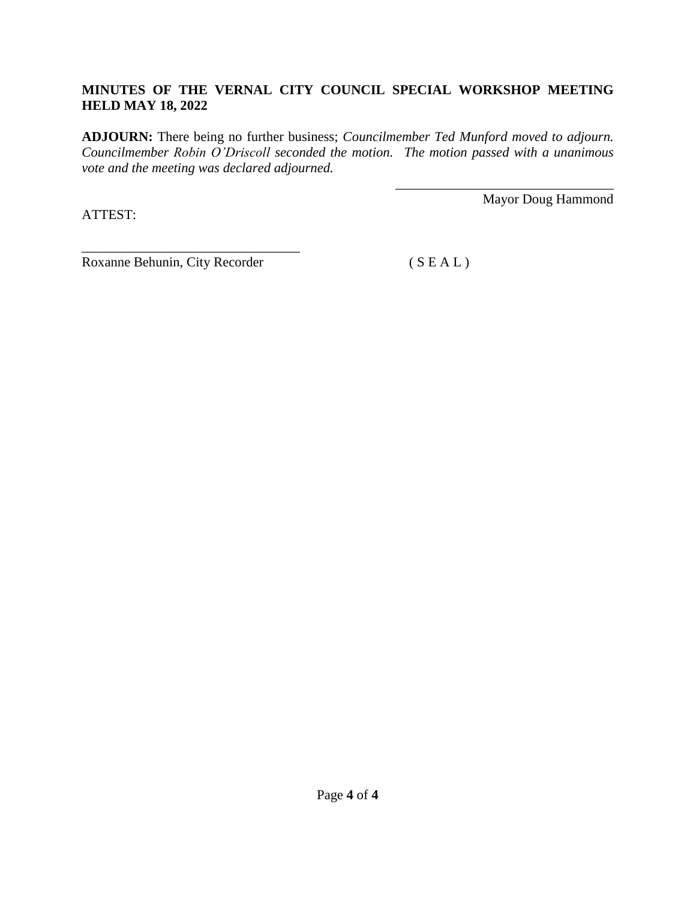**MINUTES OF THE VERNAL CITY COUNCIL SPECIAL WORKSHOP MEETING HELD MAY 18, 2022**

**ADJOURN:** There being no further business; *Councilmember Ted Munford moved to adjourn. Councilmember Robin O'Driscoll seconded the motion. The motion passed with a unanimous vote and the meeting was declared adjourned.*

\_\_\_\_\_\_\_\_\_\_\_\_\_\_\_\_\_\_\_\_\_\_\_\_\_\_\_\_\_\_\_\_

Mayor Doug Hammond

ATTEST:

\_\_\_\_\_\_\_\_\_\_\_\_\_\_\_\_\_\_\_\_\_\_\_\_\_\_\_\_\_\_\_\_

Roxanne Behunin, City Recorder ( S E A L )